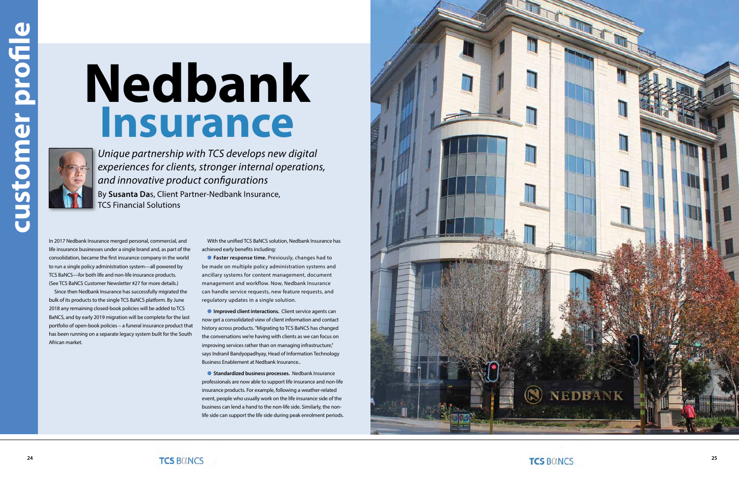# Nedbank Insurance

*Unique partnership with TCS develops new digital experiences for clients, stronger internal operations, and innovative product configurations*

By **Susanta Das**, Client Partner-Nedbank Insurance, TCS Financial Solutions

In 2017 Nedbank Insurance merged personal, commercial, and life insurance businesses under a single brand and, as part of the consolidation, became the first insurance company in the world to run a single policy administration system—all powered by TCS BaNCS—for both life and non-life insurance products. (See TCS BaNCS Customer Newsletter #27 for more details.)

Since then Nedbank Insurance has successfully migrated the bulk of its products to the single TCS BaNCS platform. By June 2018 any remaining closed-book policies will be added to TCS BaNCS, and by early 2019 migration will be complete for the last portfolio of open-book policies – a funeral insurance product that has been running on a separate legacy system built for the South African market.

With the unified TCS BaNCS solution, Nedbank Insurance has achieved early benefits including:

- **Faster response time.** Previously, changes had to be made on multiple policy administration systems and ancillary systems for content management, document management and workflow. Now, Nedbank Insurance can handle service requests, new feature requests, and regulatory updates in a single solution.
- **Improved client interactions.** Client service agents can now get a consolidated view of client information and contact history across products. "Migrating to TCS BaNCS has changed the conversations we're having with clients as we can focus on improving services rather than on managing infrastructure," says Indranil Bandyopadhyay, Head of Information Technology Business Enablement at Nedbank Insurance..
- **Standardized business processes.** Nedbank Insurance professionals are now able to support life insurance and non-life insurance products. For example, following a weather-related event, people who usually work on the life insurance side of the business can lend a hand to the non-life side. Similarly, the non-life side can support the life side during peak enrolment periods.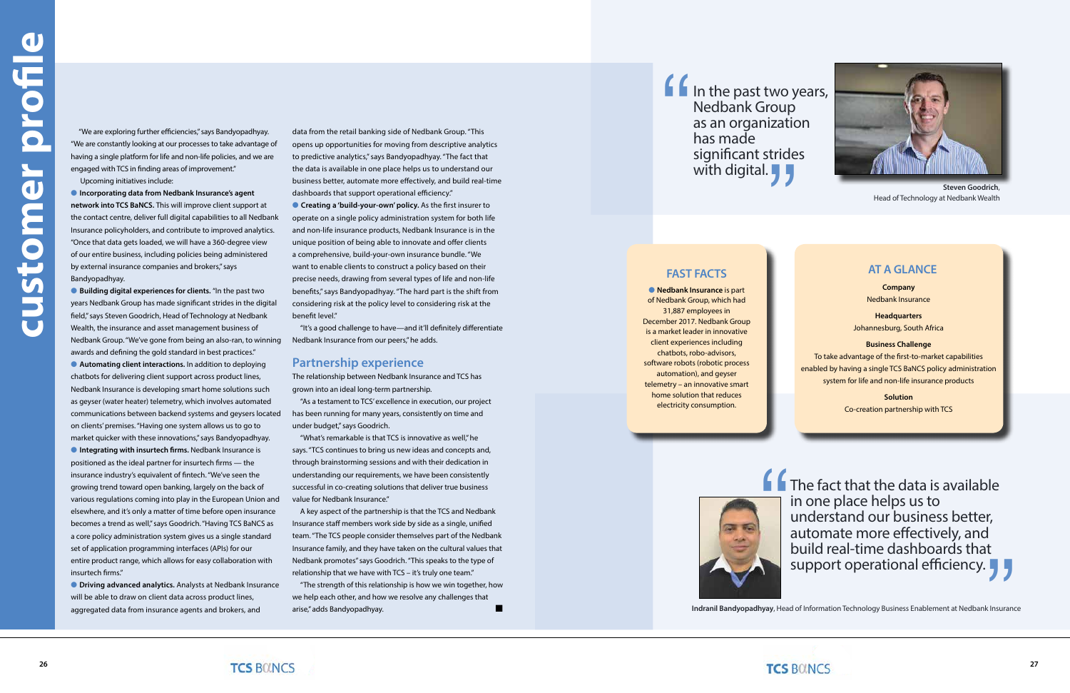"We are exploring further efficiencies," says Bandyopadhyay. "We are constantly looking at our processes to take advantage of having a single platform for life and non-life policies, and we are engaged with TCS in finding areas of improvement."

Upcoming initiatives include:

- **Incorporating data from Nedbank Insurance's agent network into TCS BaNCS.** This will improve client support at the contact centre, deliver full digital capabilities to all Nedbank Insurance policyholders, and contribute to improved analytics. "Once that data gets loaded, we will have a 360-degree view of our entire business, including policies being administered by external insurance companies and brokers," says Bandyopadhyay.
- **Building digital experiences for clients.** "In the past two years Nedbank Group has made significant strides in the digital field," says Steven Goodrich, Head of Technology at Nedbank Wealth, the insurance and asset management business of Nedbank Group. "We've gone from being an also-ran, to winning awards and defining the gold standard in best practices."
- **Automating client interactions.** In addition to deploying chatbots for delivering client support across product lines, Nedbank Insurance is developing smart home solutions such as geyser (water heater) telemetry, which involves automated communications between backend systems and geysers located on clients' premises. "Having one system allows us to go to market quicker with these innovations," says Bandyopadhyay.
- **Integrating with insurtech firms.** Nedbank Insurance is positioned as the ideal partner for insurtech firms — the insurance industry's equivalent of fintech. "We've seen the growing trend toward open banking, largely on the back of various regulations coming into play in the European Union and elsewhere, and it's only a matter of time before open insurance becomes a trend as well," says Goodrich. "Having TCS BaNCS as a core policy administration system gives us a single standard set of application programming interfaces (APIs) for our entire product range, which allows for easy collaboration with insurtech firms."
- **Driving advanced analytics.** Analysts at Nedbank Insurance will be able to draw on client data across product lines, aggregated data from insurance agents and brokers, and data from the retail banking side of Nedbank Group. "This opens up opportunities for moving from descriptive analytics to predictive analytics," says Bandyopadhyay. "The fact that the data is available in one place helps us to understand our business better, automate more effectively, and build real-time dashboards that support operational efficiency."
- **Creating a 'build-your-own' policy.** As the first insurer to operate on a single policy administration system for both life and non-life insurance products, Nedbank Insurance is in the unique position of being able to innovate and offer clients a comprehensive, build-your-own insurance bundle. "We want to enable clients to construct a policy based on their precise needs, drawing from several types of life and non-life benefits," says Bandyopadhyay. "The hard part is the shift from considering risk at the policy level to considering risk at the benefit level."

"It's a good challenge to have—and it'll definitely differentiate Nedbank Insurance from our peers," he adds.

## Partnership experience

The relationship between Nedbank Insurance and TCS has grown into an ideal long-term partnership.

"As a testament to TCS' excellence in execution, our project has been running for many years, consistently on time and under budget," says Goodrich.

"What's remarkable is that TCS is innovative as well," he says. "TCS continues to bring us new ideas and concepts and, through brainstorming sessions and with their dedication in understanding our requirements, we have been consistently successful in co-creating solutions that deliver true business value for Nedbank Insurance."

A key aspect of the partnership is that the TCS and Nedbank Insurance staff members work side by side as a single, unified team. "The TCS people consider themselves part of the Nedbank Insurance family, and they have taken on the cultural values that Nedbank promotes" says Goodrich. "This speaks to the type of relationship that we have with TCS – it's truly one team."

"The strength of this relationship is how we win together, how we help each other, and how we resolve any challenges that arise," adds Bandyopadhyay. ■

> "In the past two years, Nedbank Group as an organization has made significant strides with digital."

Steven Goodrich, Head of Technology at Nedbank Wealth

### FAST FACTS

- **Nedbank Insurance** is part of Nedbank Group, which had 31,887 employees in December 2017. Nedbank Group is a market leader in innovative client experiences including chatbots, robo-advisors, software robots (robotic process automation), and geyser telemetry – an innovative smart home solution that reduces electricity consumption.

### AT A GLANCE

**Company**
Nedbank Insurance

**Headquarters**
Johannesburg, South Africa

**Business Challenge**
To take advantage of the first-to-market capabilities enabled by having a single TCS BaNCS policy administration system for life and non-life insurance products

**Solution**
Co-creation partnership with TCS

> "The fact that the data is available in one place helps us to understand our business better, automate more effectively, and build real-time dashboards that support operational efficiency."

**Indranil Bandyopadhyay**, Head of Information Technology Business Enablement at Nedbank Insurance